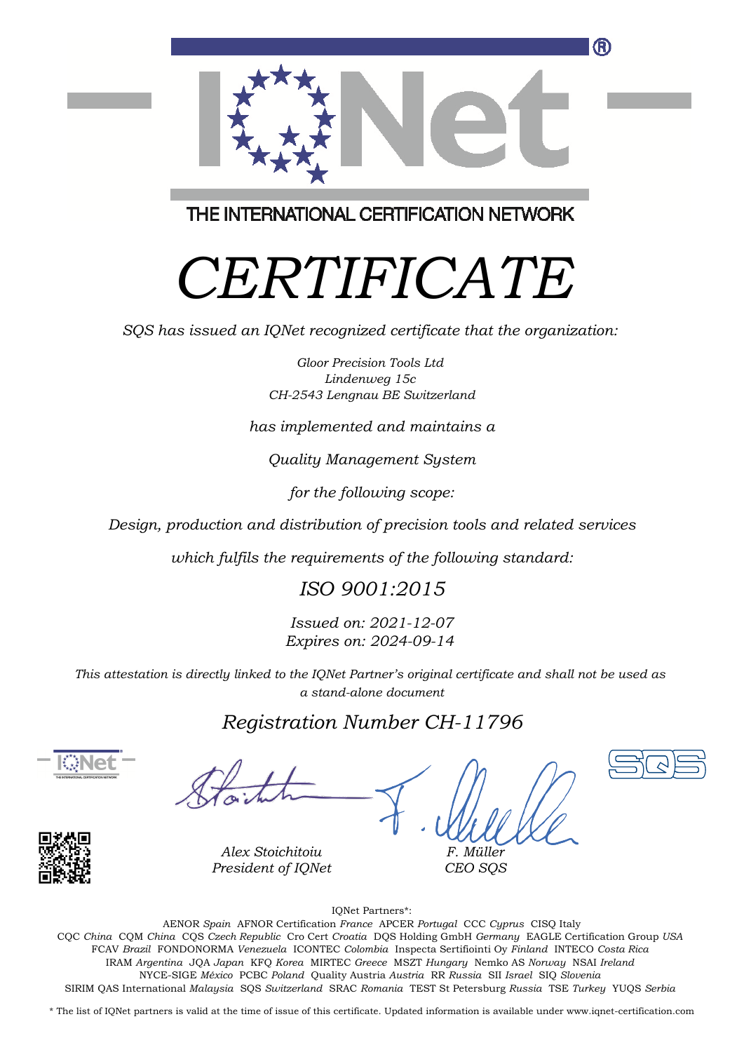THE INTERNATIONAL CERTIFICATION NETWORK

# *CERTIFICATE*

*SQS has issued an IQNet recognized certificate that the organization:*

*Gloor Precision Tools Ltd*
*Lindenweg 15c*
*CH-2543 Lengnau BE Switzerland*

*has implemented and maintains a*

*Quality Management System*

*for the following scope:*

*Design, production and distribution of precision tools and related services*

*which fulfils the requirements of the following standard:*

## *ISO 9001:2015*

*Issued on: 2021-12-07*
*Expires on: 2024-09-14*

*This attestation is directly linked to the IQNet Partner's original certificate and shall not be used as a stand-alone document*

## *Registration Number CH-11796*

*Alex Stoichitoiu*
*President of IQNet*

*F. Müller*
*CEO SQS*

IQNet Partners*:

AENOR *Spain* AFNOR Certification *France* APCER *Portugal* CCC *Cyprus* CISQ Italy
CQC *China* CQM *China* CQS *Czech Republic* Cro Cert *Croatia* DQS Holding GmbH *Germany* EAGLE Certification Group *USA*
FCAV *Brazil* FONDONORMA *Venezuela* ICONTEC *Colombia* Inspecta Sertifiointi Oy *Finland* INTECO *Costa Rica*
IRAM *Argentina* JQA *Japan* KFQ *Korea* MIRTEC *Greece* MSZT *Hungary* Nemko AS *Norway* NSAI *Ireland*
NYCE-SIGE *México* PCBC *Poland* Quality Austria *Austria* RR *Russia* SII *Israel* SIQ *Slovenia*
SIRIM QAS International *Malaysia* SQS *Switzerland* SRAC *Romania* TEST St Petersburg *Russia* TSE *Turkey* YUQS *Serbia*

* The list of IQNet partners is valid at the time of issue of this certificate. Updated information is available under www.iqnet-certification.com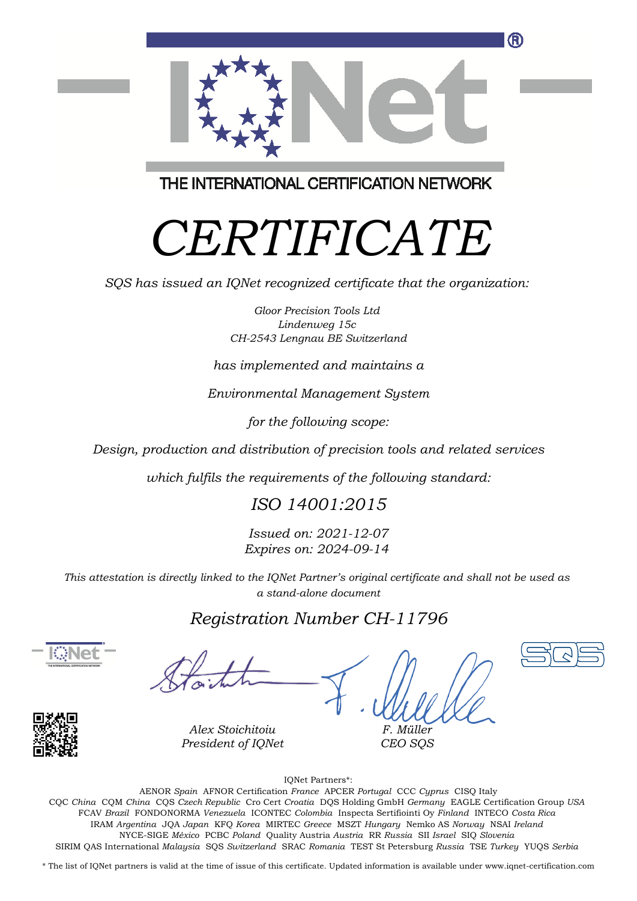THE INTERNATIONAL CERTIFICATION NETWORK

# *CERTIFICATE*

*SQS has issued an IQNet recognized certificate that the organization:*

*Gloor Precision Tools Ltd*
*Lindenweg 15c*
*CH-2543 Lengnau BE Switzerland*

*has implemented and maintains a*

*Environmental Management System*

*for the following scope:*

*Design, production and distribution of precision tools and related services*

*which fulfils the requirements of the following standard:*

## *ISO 14001:2015*

*Issued on: 2021-12-07*
*Expires on: 2024-09-14*

*This attestation is directly linked to the IQNet Partner's original certificate and shall not be used as a stand-alone document*

## *Registration Number CH-11796*

*Alex Stoichitoiu*
*President of IQNet*

*F. Müller*
*CEO SQS*

IQNet Partners*:

AENOR *Spain* AFNOR Certification *France* APCER *Portugal* CCC *Cyprus* CISQ Italy
CQC *China* CQM *China* CQS *Czech Republic* Cro Cert *Croatia* DQS Holding GmbH *Germany* EAGLE Certification Group *USA*
FCAV *Brazil* FONDONORMA *Venezuela* ICONTEC *Colombia* Inspecta Sertifiointi Oy *Finland* INTECO *Costa Rica*
IRAM *Argentina* JQA *Japan* KFQ *Korea* MIRTEC *Greece* MSZT *Hungary* Nemko AS *Norway* NSAI *Ireland*
NYCE-SIGE *México* PCBC *Poland* Quality Austria *Austria* RR *Russia* SII *Israel* SIQ *Slovenia*
SIRIM QAS International *Malaysia* SQS *Switzerland* SRAC *Romania* TEST St Petersburg *Russia* TSE *Turkey* YUQS *Serbia*

* The list of IQNet partners is valid at the time of issue of this certificate. Updated information is available under www.iqnet-certification.com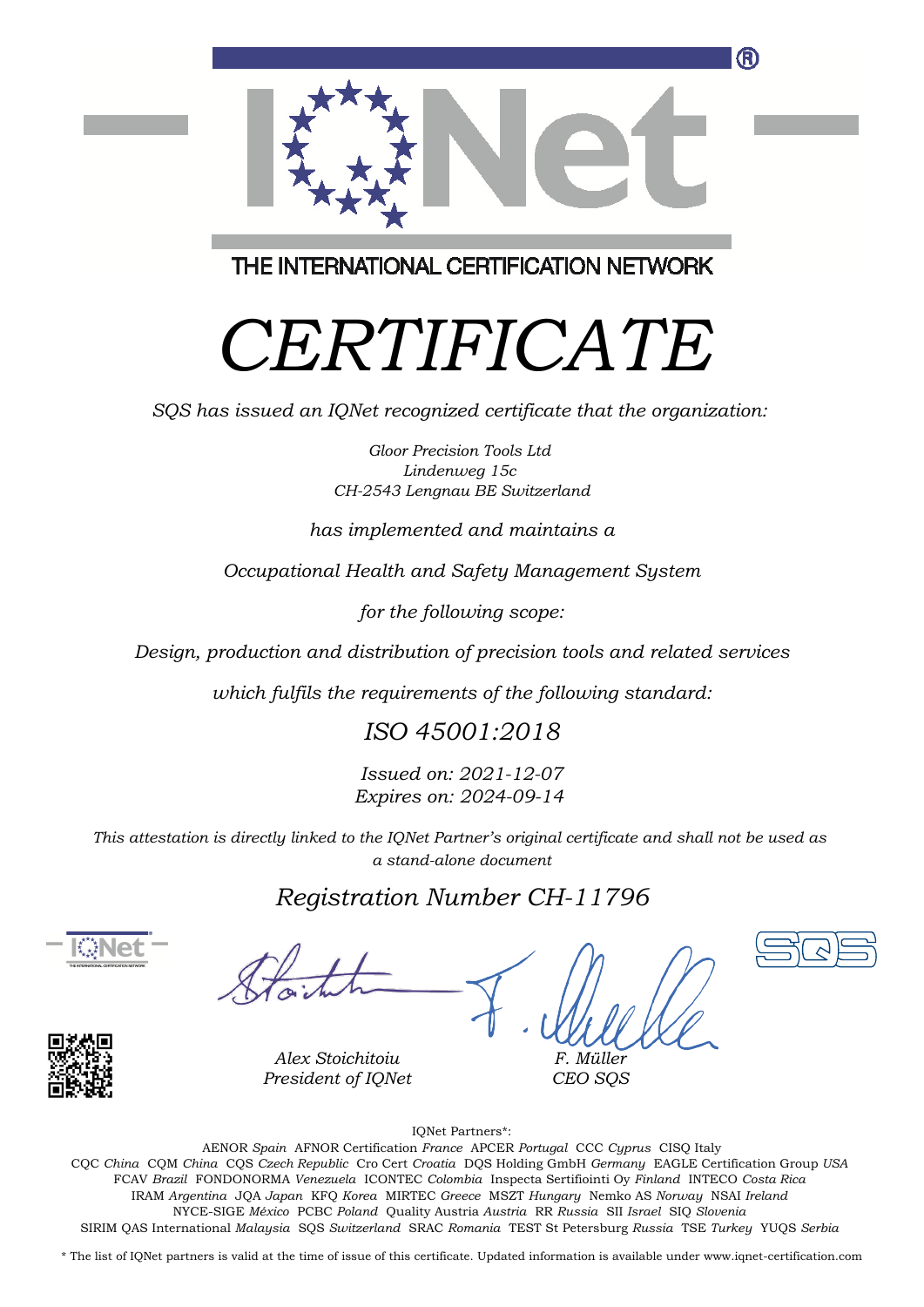THE INTERNATIONAL CERTIFICATION NETWORK

# CERTIFICATE

*SQS has issued an IQNet recognized certificate that the organization:*

*Gloor Precision Tools Ltd*
*Lindenweg 15c*
*CH-2543 Lengnau BE Switzerland*

*has implemented and maintains a*

*Occupational Health and Safety Management System*

*for the following scope:*

*Design, production and distribution of precision tools and related services*

*which fulfils the requirements of the following standard:*

*ISO 45001:2018*

*Issued on: 2021-12-07*
*Expires on: 2024-09-14*

*This attestation is directly linked to the IQNet Partner's original certificate and shall not be used as a stand-alone document*

*Registration Number CH-11796*

*Alex Stoichitoiu*
*President of IQNet*

*F. Müller*
*CEO SQS*

IQNet Partners*:

AENOR *Spain* AFNOR Certification *France* APCER *Portugal* CCC *Cyprus* CISQ Italy
CQC *China* CQM *China* CQS *Czech Republic* Cro Cert *Croatia* DQS Holding GmbH *Germany* EAGLE Certification Group *USA*
FCAV *Brazil* FONDONORMA *Venezuela* ICONTEC *Colombia* Inspecta Sertifiointi Oy *Finland* INTECO *Costa Rica*
IRAM *Argentina* JQA *Japan* KFQ *Korea* MIRTEC *Greece* MSZT *Hungary* Nemko AS *Norway* NSAI *Ireland*
NYCE-SIGE *México* PCBC *Poland* Quality Austria *Austria* RR *Russia* SII *Israel* SIQ *Slovenia*
SIRIM QAS International *Malaysia* SQS *Switzerland* SRAC *Romania* TEST St Petersburg *Russia* TSE *Turkey* YUQS *Serbia*

* The list of IQNet partners is valid at the time of issue of this certificate. Updated information is available under www.iqnet-certification.com